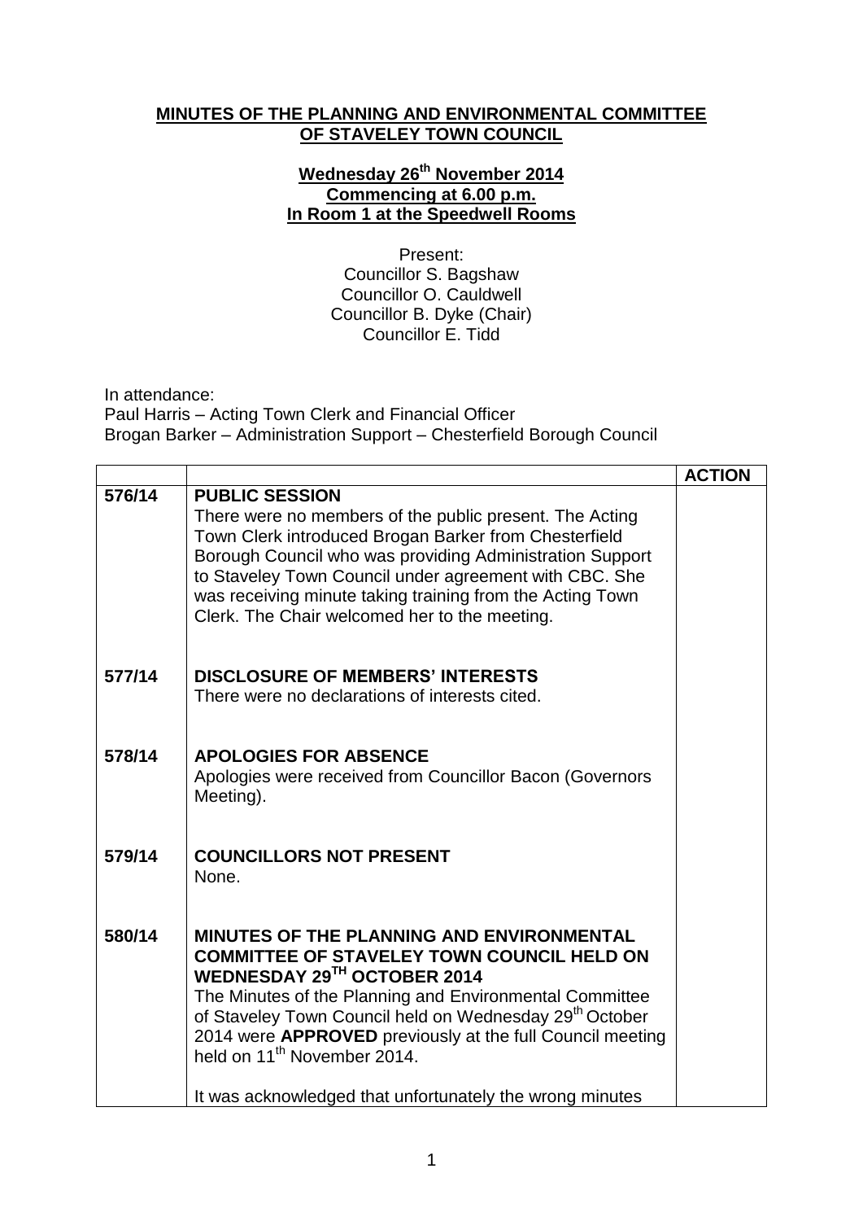**MINUTES OF THE PLANNING AND ENVIRONMENTAL COMMITTEE OF STAVELEY TOWN COUNCIL**

**Wednesday 26th November 2014**
**Commencing at 6.00 p.m.**
**In Room 1 at the Speedwell Rooms**

Present:
Councillor S. Bagshaw
Councillor O. Cauldwell
Councillor B. Dyke (Chair)
Councillor E. Tidd

In attendance:
Paul Harris – Acting Town Clerk and Financial Officer
Brogan Barker – Administration Support – Chesterfield Borough Council

| | | ACTION |
|---|---|---|
| 576/14 | **PUBLIC SESSION**<br>There were no members of the public present. The Acting Town Clerk introduced Brogan Barker from Chesterfield Borough Council who was providing Administration Support to Staveley Town Council under agreement with CBC. She was receiving minute taking training from the Acting Town Clerk. The Chair welcomed her to the meeting. | |
| 577/14 | **DISCLOSURE OF MEMBERS' INTERESTS**<br>There were no declarations of interests cited. | |
| 578/14 | **APOLOGIES FOR ABSENCE**<br>Apologies were received from Councillor Bacon (Governors Meeting). | |
| 579/14 | **COUNCILLORS NOT PRESENT**<br>None. | |
| 580/14 | **MINUTES OF THE PLANNING AND ENVIRONMENTAL COMMITTEE OF STAVELEY TOWN COUNCIL HELD ON WEDNESDAY 29TH OCTOBER 2014**<br>The Minutes of the Planning and Environmental Committee of Staveley Town Council held on Wednesday 29th October 2014 were **APPROVED** previously at the full Council meeting held on 11th November 2014.<br><br>It was acknowledged that unfortunately the wrong minutes | |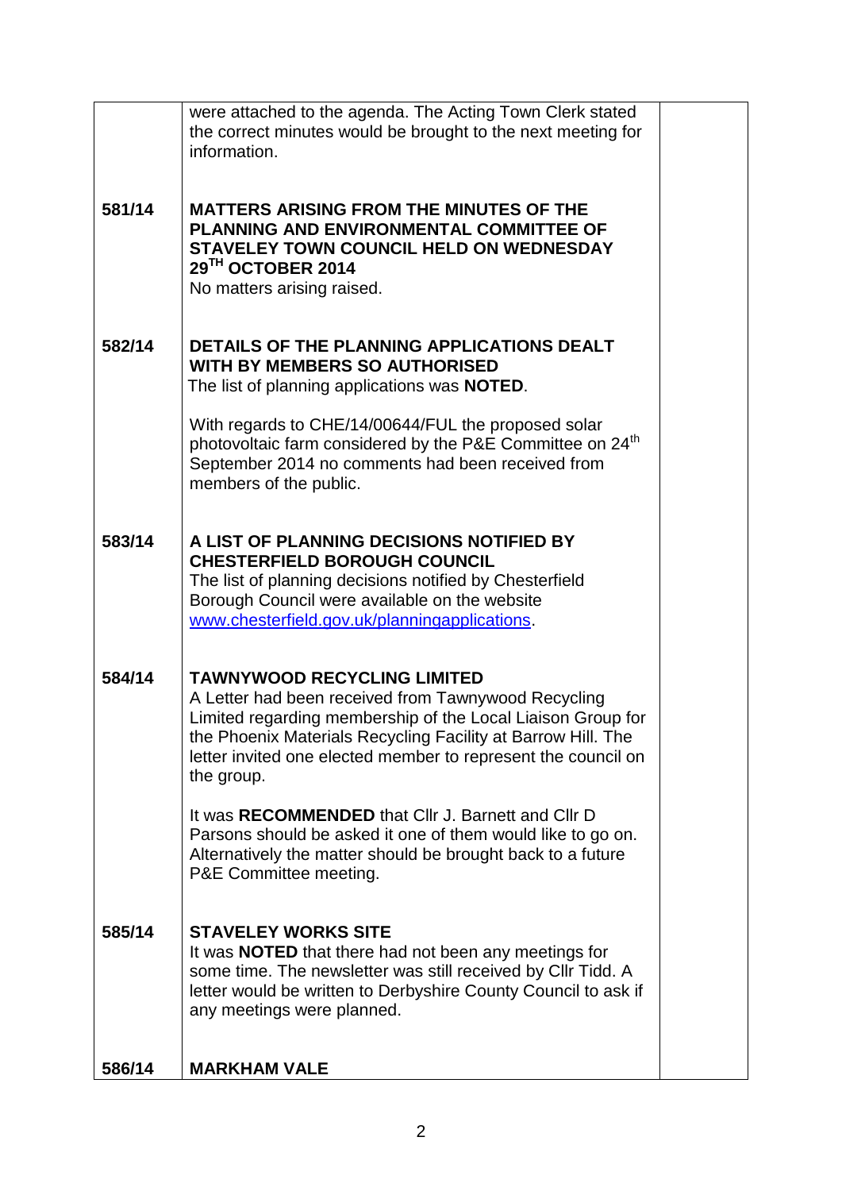| | | |
|---|---|---|
| | were attached to the agenda. The Acting Town Clerk stated the correct minutes would be brought to the next meeting for information. | |
| **581/14** | **MATTERS ARISING FROM THE MINUTES OF THE PLANNING AND ENVIRONMENTAL COMMITTEE OF STAVELEY TOWN COUNCIL HELD ON WEDNESDAY 29TH OCTOBER 2014**<br>No matters arising raised. | |
| **582/14** | **DETAILS OF THE PLANNING APPLICATIONS DEALT WITH BY MEMBERS SO AUTHORISED**<br>The list of planning applications was **NOTED**.<br><br>With regards to CHE/14/00644/FUL the proposed solar photovoltaic farm considered by the P&E Committee on 24th September 2014 no comments had been received from members of the public. | |
| **583/14** | **A LIST OF PLANNING DECISIONS NOTIFIED BY CHESTERFIELD BOROUGH COUNCIL**<br>The list of planning decisions notified by Chesterfield Borough Council were available on the website www.chesterfield.gov.uk/planningapplications. | |
| **584/14** | **TAWNYWOOD RECYCLING LIMITED**<br>A Letter had been received from Tawnywood Recycling Limited regarding membership of the Local Liaison Group for the Phoenix Materials Recycling Facility at Barrow Hill. The letter invited one elected member to represent the council on the group.<br><br>It was **RECOMMENDED** that Cllr J. Barnett and Cllr D Parsons should be asked it one of them would like to go on. Alternatively the matter should be brought back to a future P&E Committee meeting. | |
| **585/14** | **STAVELEY WORKS SITE**<br>It was **NOTED** that there had not been any meetings for some time. The newsletter was still received by Cllr Tidd. A letter would be written to Derbyshire County Council to ask if any meetings were planned. | |
| **586/14** | **MARKHAM VALE** | |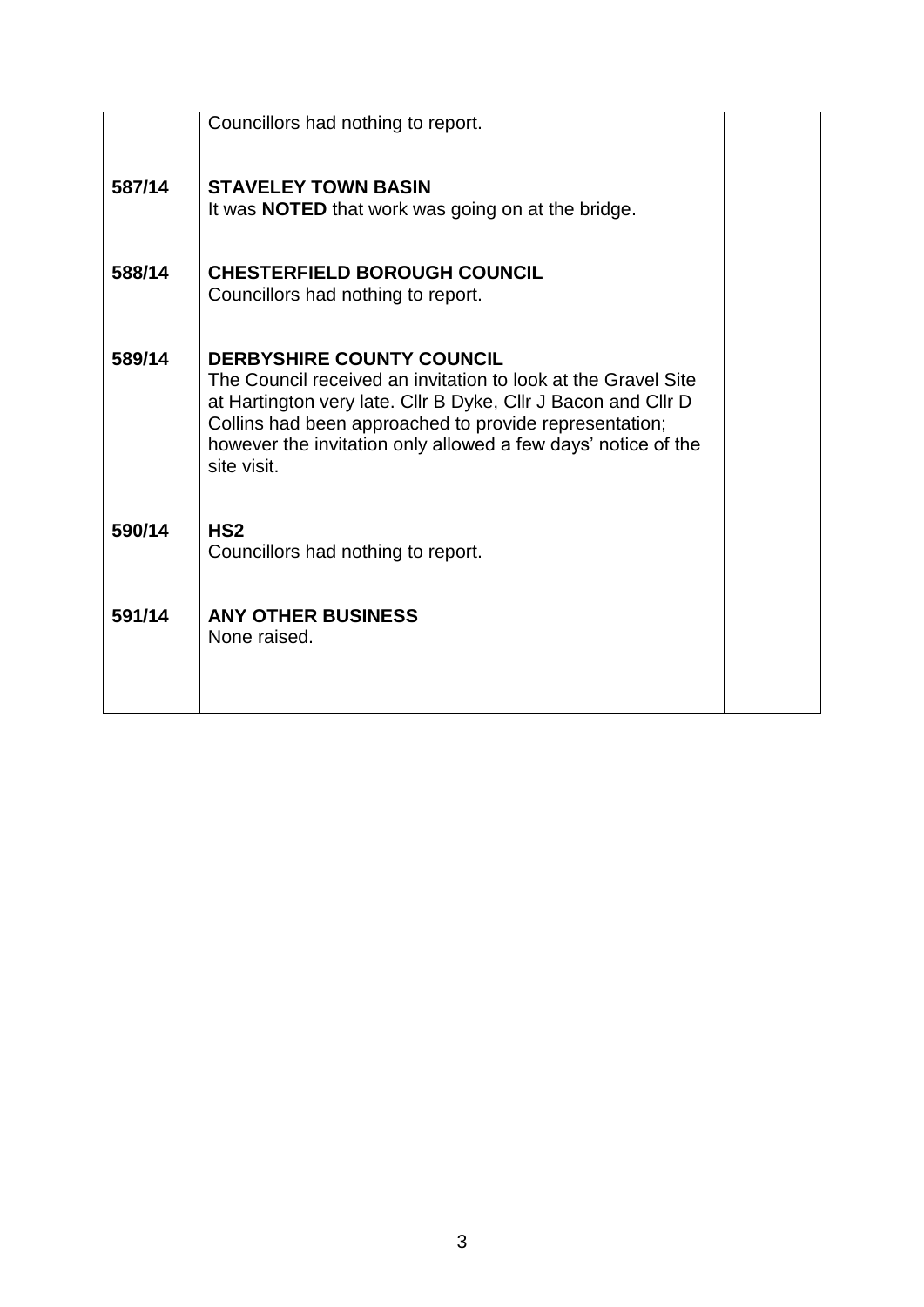| | | |
|---|---|---|
| | Councillors had nothing to report. | |
| **587/14** | **STAVELEY TOWN BASIN**<br>It was **NOTED** that work was going on at the bridge. | |
| **588/14** | **CHESTERFIELD BOROUGH COUNCIL**<br>Councillors had nothing to report. | |
| **589/14** | **DERBYSHIRE COUNTY COUNCIL**<br>The Council received an invitation to look at the Gravel Site at Hartington very late. Cllr B Dyke, Cllr J Bacon and Cllr D Collins had been approached to provide representation; however the invitation only allowed a few days' notice of the site visit. | |
| **590/14** | **HS2**<br>Councillors had nothing to report. | |
| **591/14** | **ANY OTHER BUSINESS**<br>None raised. | |